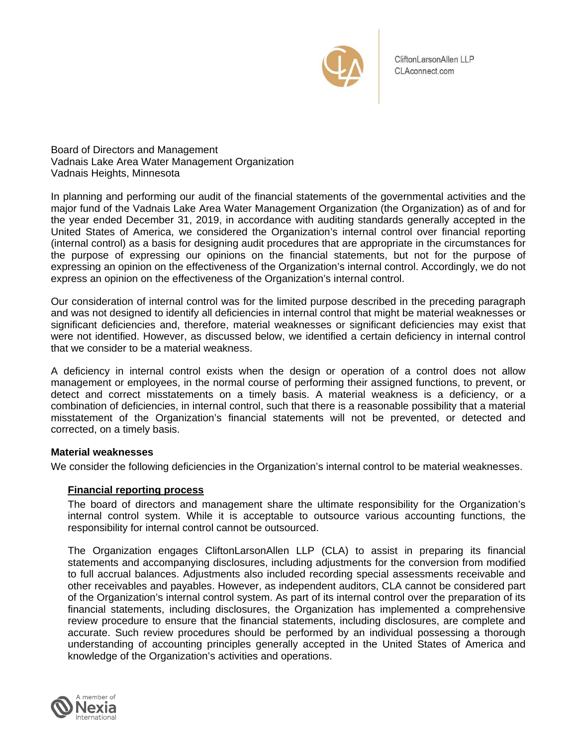CliftonLarsonAllen LLP
CLAconnect.com

Board of Directors and Management
Vadnais Lake Area Water Management Organization
Vadnais Heights, Minnesota

In planning and performing our audit of the financial statements of the governmental activities and the major fund of the Vadnais Lake Area Water Management Organization (the Organization) as of and for the year ended December 31, 2019, in accordance with auditing standards generally accepted in the United States of America, we considered the Organization's internal control over financial reporting (internal control) as a basis for designing audit procedures that are appropriate in the circumstances for the purpose of expressing our opinions on the financial statements, but not for the purpose of expressing an opinion on the effectiveness of the Organization's internal control. Accordingly, we do not express an opinion on the effectiveness of the Organization's internal control.

Our consideration of internal control was for the limited purpose described in the preceding paragraph and was not designed to identify all deficiencies in internal control that might be material weaknesses or significant deficiencies and, therefore, material weaknesses or significant deficiencies may exist that were not identified. However, as discussed below, we identified a certain deficiency in internal control that we consider to be a material weakness.

A deficiency in internal control exists when the design or operation of a control does not allow management or employees, in the normal course of performing their assigned functions, to prevent, or detect and correct misstatements on a timely basis. A material weakness is a deficiency, or a combination of deficiencies, in internal control, such that there is a reasonable possibility that a material misstatement of the Organization's financial statements will not be prevented, or detected and corrected, on a timely basis.

**Material weaknesses**

We consider the following deficiencies in the Organization's internal control to be material weaknesses.

**Financial reporting process**

The board of directors and management share the ultimate responsibility for the Organization's internal control system. While it is acceptable to outsource various accounting functions, the responsibility for internal control cannot be outsourced.

The Organization engages CliftonLarsonAllen LLP (CLA) to assist in preparing its financial statements and accompanying disclosures, including adjustments for the conversion from modified to full accrual balances. Adjustments also included recording special assessments receivable and other receivables and payables. However, as independent auditors, CLA cannot be considered part of the Organization's internal control system. As part of its internal control over the preparation of its financial statements, including disclosures, the Organization has implemented a comprehensive review procedure to ensure that the financial statements, including disclosures, are complete and accurate. Such review procedures should be performed by an individual possessing a thorough understanding of accounting principles generally accepted in the United States of America and knowledge of the Organization's activities and operations.

A member of Nexia International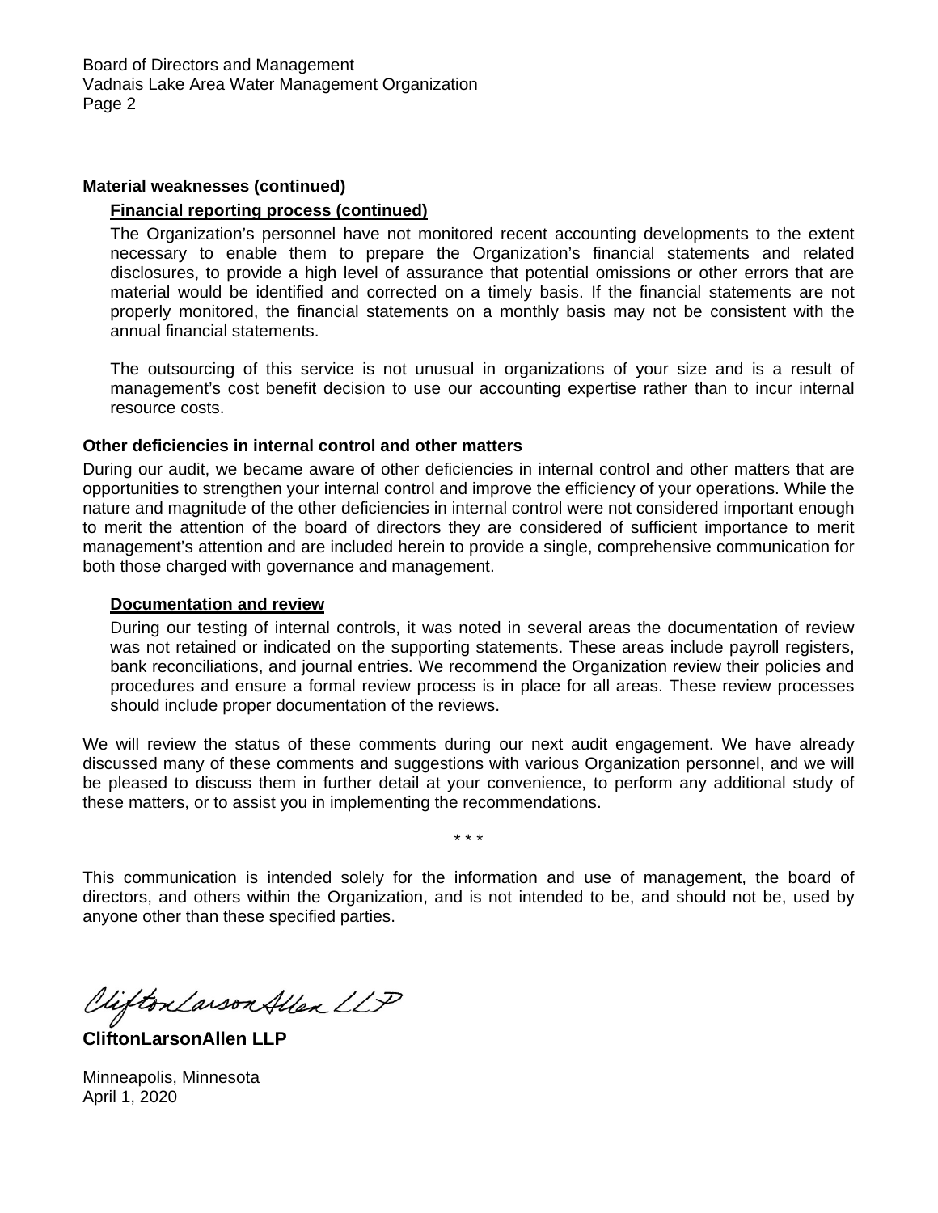Board of Directors and Management
Vadnais Lake Area Water Management Organization
Page 2

**Material weaknesses (continued)**

**Financial reporting process (continued)**

The Organization's personnel have not monitored recent accounting developments to the extent necessary to enable them to prepare the Organization's financial statements and related disclosures, to provide a high level of assurance that potential omissions or other errors that are material would be identified and corrected on a timely basis. If the financial statements are not properly monitored, the financial statements on a monthly basis may not be consistent with the annual financial statements.

The outsourcing of this service is not unusual in organizations of your size and is a result of management's cost benefit decision to use our accounting expertise rather than to incur internal resource costs.

**Other deficiencies in internal control and other matters**

During our audit, we became aware of other deficiencies in internal control and other matters that are opportunities to strengthen your internal control and improve the efficiency of your operations. While the nature and magnitude of the other deficiencies in internal control were not considered important enough to merit the attention of the board of directors they are considered of sufficient importance to merit management's attention and are included herein to provide a single, comprehensive communication for both those charged with governance and management.

**Documentation and review**

During our testing of internal controls, it was noted in several areas the documentation of review was not retained or indicated on the supporting statements. These areas include payroll registers, bank reconciliations, and journal entries. We recommend the Organization review their policies and procedures and ensure a formal review process is in place for all areas. These review processes should include proper documentation of the reviews.

We will review the status of these comments during our next audit engagement. We have already discussed many of these comments and suggestions with various Organization personnel, and we will be pleased to discuss them in further detail at your convenience, to perform any additional study of these matters, or to assist you in implementing the recommendations.

\* \* \*

This communication is intended solely for the information and use of management, the board of directors, and others within the Organization, and is not intended to be, and should not be, used by anyone other than these specified parties.

CliftonLarsonAllen LLP

**CliftonLarsonAllen LLP**

Minneapolis, Minnesota
April 1, 2020